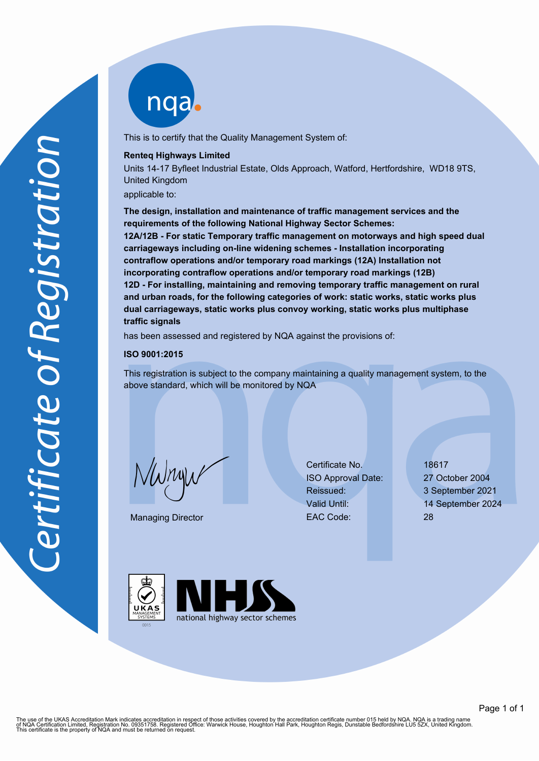# Certificate of Registration

nqa

This is to certify that the Quality Management System of:

**Renteq Highways Limited**

Units 14-17 Byfleet Industrial Estate, Olds Approach, Watford, Hertfordshire, WD18 9TS, United Kingdom

applicable to:

**The design, installation and maintenance of traffic management services and the requirements of the following National Highway Sector Schemes:**

**12A/12B - For static Temporary traffic management on motorways and high speed dual carriageways including on-line widening schemes - Installation incorporating contraflow operations and/or temporary road markings (12A) Installation not incorporating contraflow operations and/or temporary road markings (12B)**

**12D - For installing, maintaining and removing temporary traffic management on rural and urban roads, for the following categories of work: static works, static works plus dual carriageways, static works plus convoy working, static works plus multiphase traffic signals**

has been assessed and registered by NQA against the provisions of:

**ISO 9001:2015**

This registration is subject to the company maintaining a quality management system, to the above standard, which will be monitored by NQA

Managing Director

| | |
|---|---|
| Certificate No. | 18617 |
| ISO Approval Date: | 27 October 2004 |
| Reissued: | 3 September 2021 |
| Valid Until: | 14 September 2024 |
| EAC Code: | 28 |

UKAS MANAGEMENT SYSTEMS 0015

NHSS national highway sector schemes

The use of the UKAS Accreditation Mark indicates accreditation in respect of those activities covered by the accreditation certificate number 015 held by NQA. NQA is a trading name of NQA Certification Limited, Registration No. 09351758. Registered Office: Warwick House, Houghton Hall Park, Houghton Regis, Dunstable Bedfordshire LU5 5ZX, United Kingdom. This certificate is the property of NQA and must be returned on request.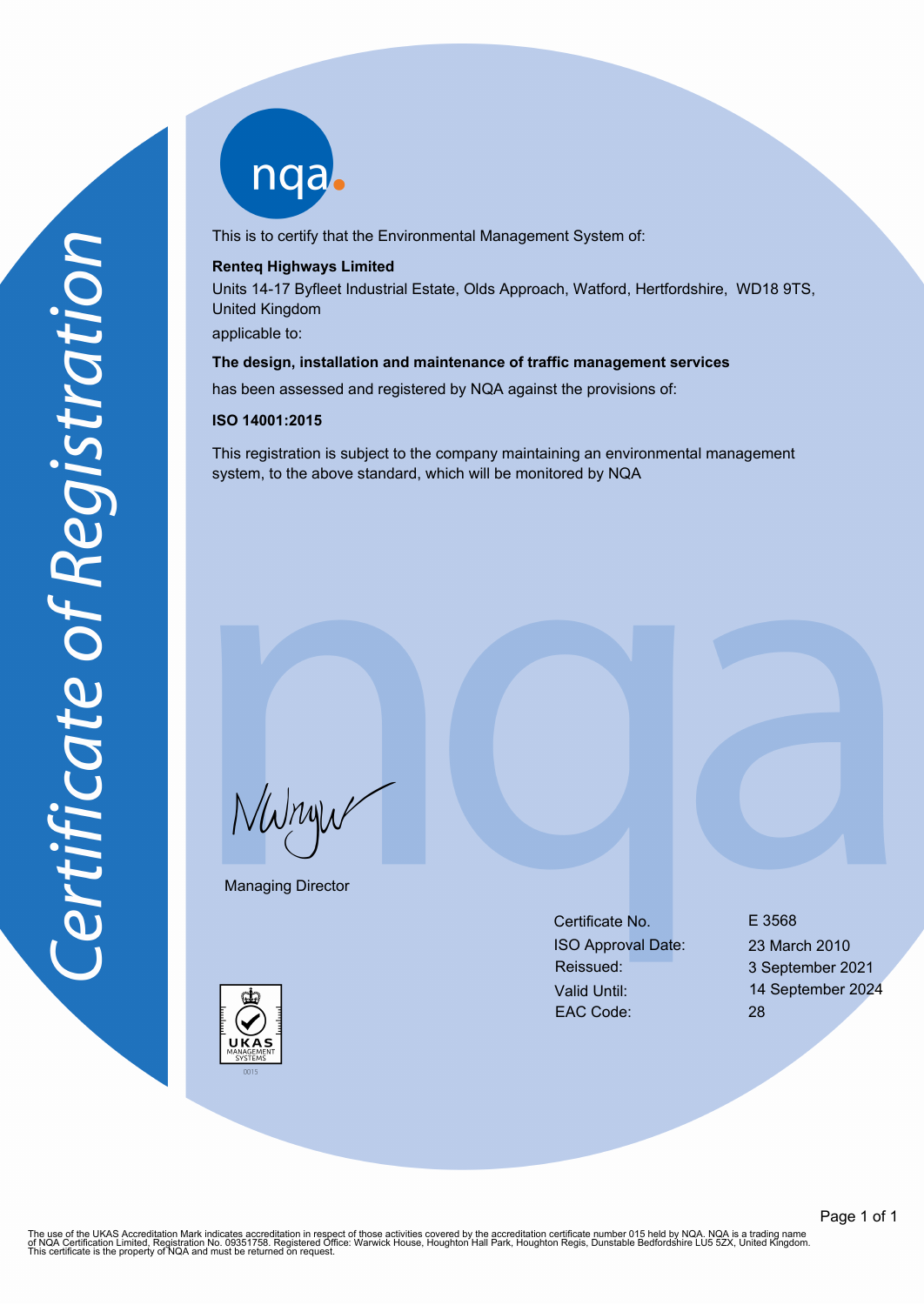# Certificate of Registration

nqa

This is to certify that the Environmental Management System of:

**Renteq Highways Limited**

Units 14-17 Byfleet Industrial Estate, Olds Approach, Watford, Hertfordshire, WD18 9TS, United Kingdom

applicable to:

**The design, installation and maintenance of traffic management services**

has been assessed and registered by NQA against the provisions of:

**ISO 14001:2015**

This registration is subject to the company maintaining an environmental management system, to the above standard, which will be monitored by NQA

Managing Director

| | |
|---|---|
| Certificate No. | E 3568 |
| ISO Approval Date: | 23 March 2010 |
| Reissued: | 3 September 2021 |
| Valid Until: | 14 September 2024 |
| EAC Code: | 28 |

UKAS MANAGEMENT SYSTEMS 0015

The use of the UKAS Accreditation Mark indicates accreditation in respect of those activities covered by the accreditation certificate number 015 held by NQA. NQA is a trading name of NQA Certification Limited, Registration No. 09351758. Registered Office: Warwick House, Houghton Hall Park, Houghton Regis, Dunstable Bedfordshire LU5 5ZX, United Kingdom.
This certificate is the property of NQA and must be returned on request.